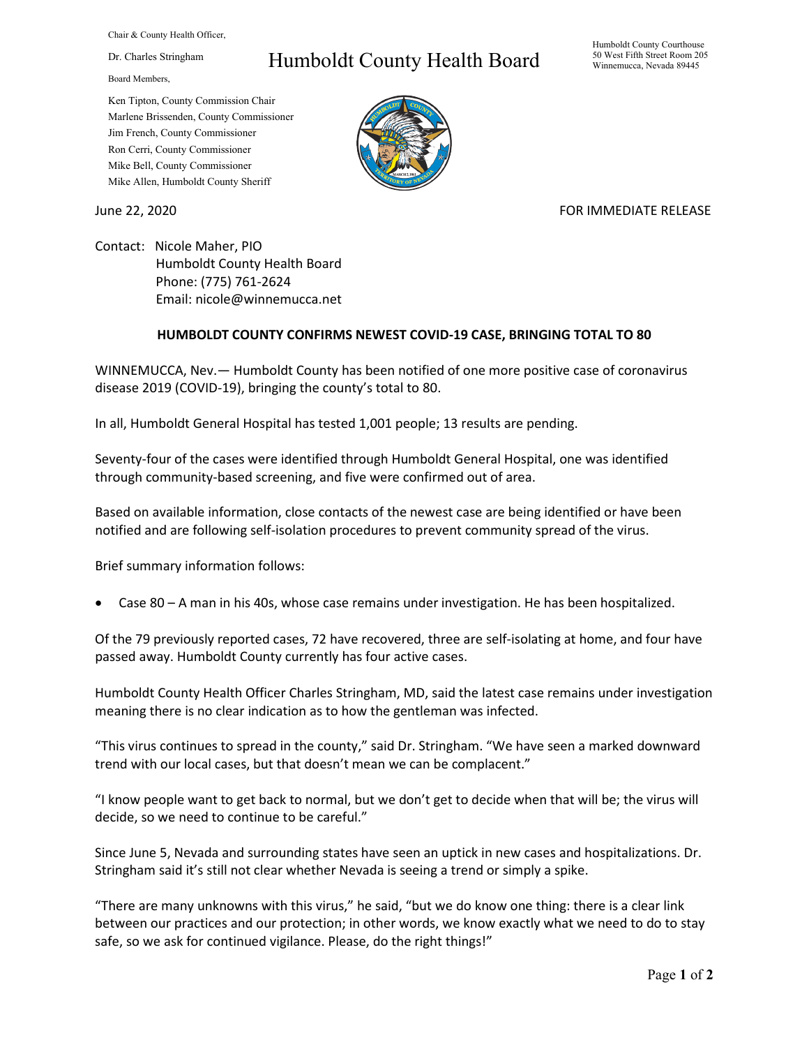Chair & County Health Officer,

Dr. Charles Stringham

Board Members,

Ken Tipton, County Commission Chair
Marlene Brissenden, County Commissioner
Jim French, County Commissioner
Ron Cerri, County Commissioner
Mike Bell, County Commissioner
Mike Allen, Humboldt County Sheriff

# Humboldt County Health Board

Humboldt County Courthouse
50 West Fifth Street Room 205
Winnemucca, Nevada 89445

June 22, 2020

FOR IMMEDIATE RELEASE

Contact: Nicole Maher, PIO
Humboldt County Health Board
Phone: (775) 761-2624
Email: nicole@winnemucca.net

## HUMBOLDT COUNTY CONFIRMS NEWEST COVID-19 CASE, BRINGING TOTAL TO 80

WINNEMUCCA, Nev.— Humboldt County has been notified of one more positive case of coronavirus disease 2019 (COVID-19), bringing the county's total to 80.

In all, Humboldt General Hospital has tested 1,001 people; 13 results are pending.

Seventy-four of the cases were identified through Humboldt General Hospital, one was identified through community-based screening, and five were confirmed out of area.

Based on available information, close contacts of the newest case are being identified or have been notified and are following self-isolation procedures to prevent community spread of the virus.

Brief summary information follows:

- Case 80 – A man in his 40s, whose case remains under investigation. He has been hospitalized.

Of the 79 previously reported cases, 72 have recovered, three are self-isolating at home, and four have passed away. Humboldt County currently has four active cases.

Humboldt County Health Officer Charles Stringham, MD, said the latest case remains under investigation meaning there is no clear indication as to how the gentleman was infected.

"This virus continues to spread in the county," said Dr. Stringham. "We have seen a marked downward trend with our local cases, but that doesn't mean we can be complacent."

"I know people want to get back to normal, but we don't get to decide when that will be; the virus will decide, so we need to continue to be careful."

Since June 5, Nevada and surrounding states have seen an uptick in new cases and hospitalizations. Dr. Stringham said it's still not clear whether Nevada is seeing a trend or simply a spike.

"There are many unknowns with this virus," he said, "but we do know one thing: there is a clear link between our practices and our protection; in other words, we know exactly what we need to do to stay safe, so we ask for continued vigilance. Please, do the right things!"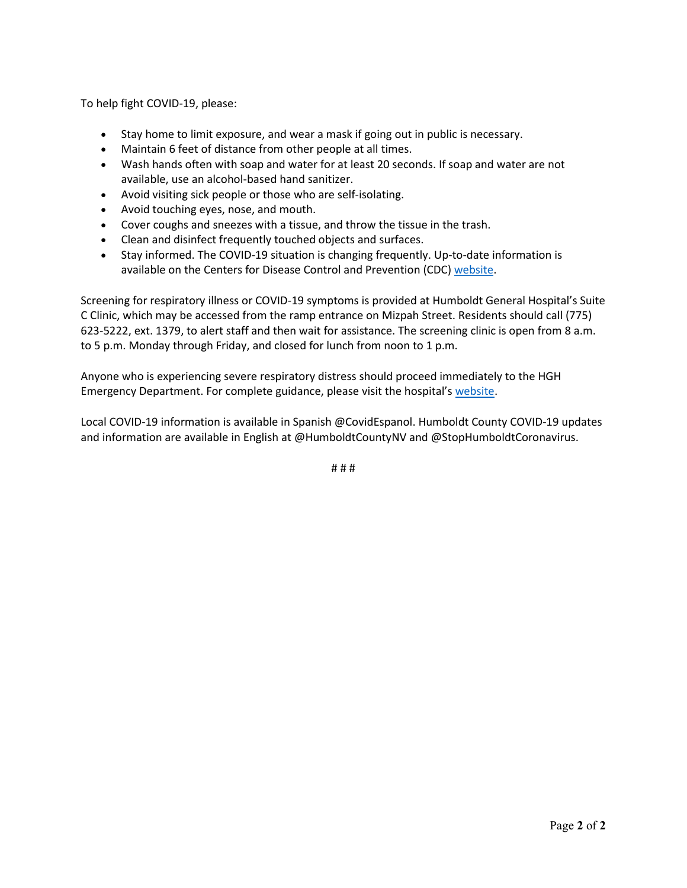To help fight COVID-19, please:

- Stay home to limit exposure, and wear a mask if going out in public is necessary.
- Maintain 6 feet of distance from other people at all times.
- Wash hands often with soap and water for at least 20 seconds. If soap and water are not available, use an alcohol-based hand sanitizer.
- Avoid visiting sick people or those who are self-isolating.
- Avoid touching eyes, nose, and mouth.
- Cover coughs and sneezes with a tissue, and throw the tissue in the trash.
- Clean and disinfect frequently touched objects and surfaces.
- Stay informed. The COVID-19 situation is changing frequently. Up-to-date information is available on the Centers for Disease Control and Prevention (CDC) website.

Screening for respiratory illness or COVID-19 symptoms is provided at Humboldt General Hospital's Suite C Clinic, which may be accessed from the ramp entrance on Mizpah Street. Residents should call (775) 623-5222, ext. 1379, to alert staff and then wait for assistance. The screening clinic is open from 8 a.m. to 5 p.m. Monday through Friday, and closed for lunch from noon to 1 p.m.

Anyone who is experiencing severe respiratory distress should proceed immediately to the HGH Emergency Department. For complete guidance, please visit the hospital's website.

Local COVID-19 information is available in Spanish @CovidEspanol. Humboldt County COVID-19 updates and information are available in English at @HumboldtCountyNV and @StopHumboldtCoronavirus.

# # #